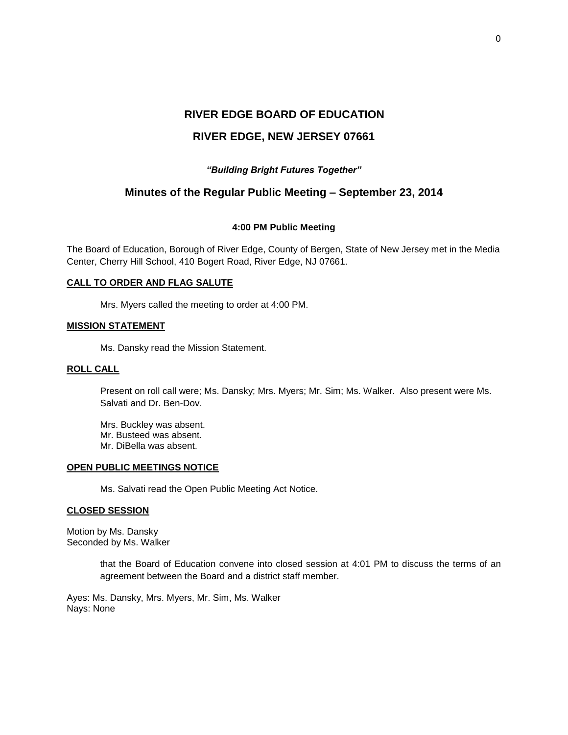# RIVER EDGE BOARD OF EDUCATION

## RIVER EDGE, NEW JERSEY 07661

***"Building Bright Futures Together"***

## Minutes of the Regular Public Meeting – September 23, 2014

**4:00 PM Public Meeting**

The Board of Education, Borough of River Edge, County of Bergen, State of New Jersey met in the Media Center, Cherry Hill School, 410 Bogert Road, River Edge, NJ 07661.

**CALL TO ORDER AND FLAG SALUTE**

Mrs. Myers called the meeting to order at 4:00 PM.

**MISSION STATEMENT**

Ms. Dansky read the Mission Statement.

**ROLL CALL**

Present on roll call were; Ms. Dansky; Mrs. Myers; Mr. Sim; Ms. Walker. Also present were Ms. Salvati and Dr. Ben-Dov.

Mrs. Buckley was absent.
Mr. Busteed was absent.
Mr. DiBella was absent.

**OPEN PUBLIC MEETINGS NOTICE**

Ms. Salvati read the Open Public Meeting Act Notice.

**CLOSED SESSION**

Motion by Ms. Dansky
Seconded by Ms. Walker

that the Board of Education convene into closed session at 4:01 PM to discuss the terms of an agreement between the Board and a district staff member.

Ayes: Ms. Dansky, Mrs. Myers, Mr. Sim, Ms. Walker
Nays: None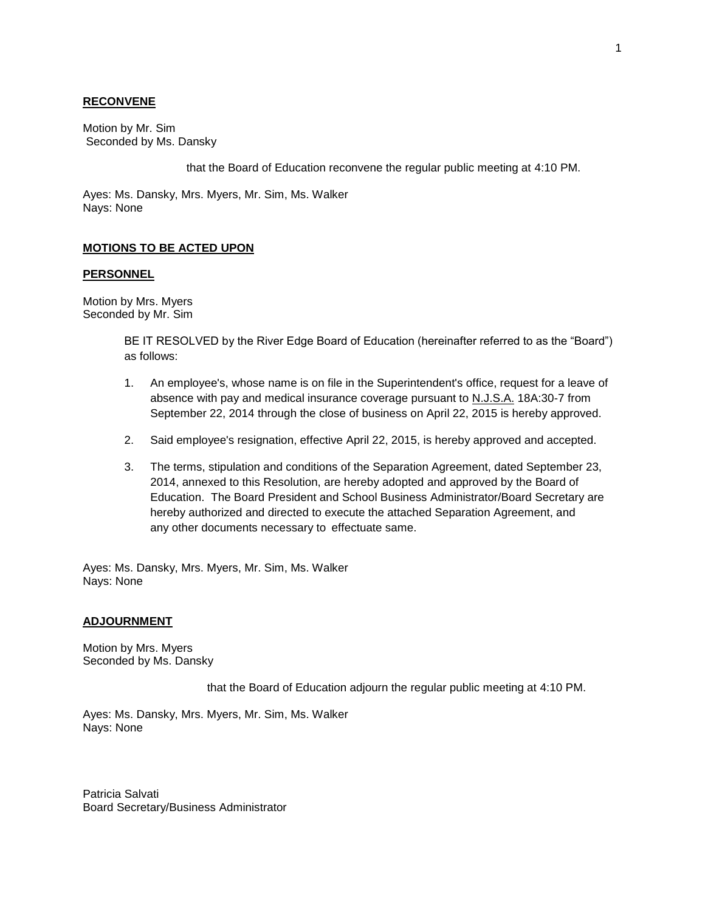**RECONVENE**

Motion by Mr. Sim
Seconded by Ms. Dansky

that the Board of Education reconvene the regular public meeting at 4:10 PM.

Ayes: Ms. Dansky, Mrs. Myers, Mr. Sim, Ms. Walker
Nays: None

**MOTIONS TO BE ACTED UPON**

**PERSONNEL**

Motion by Mrs. Myers
Seconded by Mr. Sim

BE IT RESOLVED by the River Edge Board of Education (hereinafter referred to as the "Board") as follows:

1. An employee's, whose name is on file in the Superintendent's office, request for a leave of absence with pay and medical insurance coverage pursuant to N.J.S.A. 18A:30-7 from September 22, 2014 through the close of business on April 22, 2015 is hereby approved.

2. Said employee's resignation, effective April 22, 2015, is hereby approved and accepted.

3. The terms, stipulation and conditions of the Separation Agreement, dated September 23, 2014, annexed to this Resolution, are hereby adopted and approved by the Board of Education. The Board President and School Business Administrator/Board Secretary are hereby authorized and directed to execute the attached Separation Agreement, and any other documents necessary to effectuate same.

Ayes: Ms. Dansky, Mrs. Myers, Mr. Sim, Ms. Walker
Nays: None

**ADJOURNMENT**

Motion by Mrs. Myers
Seconded by Ms. Dansky

that the Board of Education adjourn the regular public meeting at 4:10 PM.

Ayes: Ms. Dansky, Mrs. Myers, Mr. Sim, Ms. Walker
Nays: None

Patricia Salvati
Board Secretary/Business Administrator